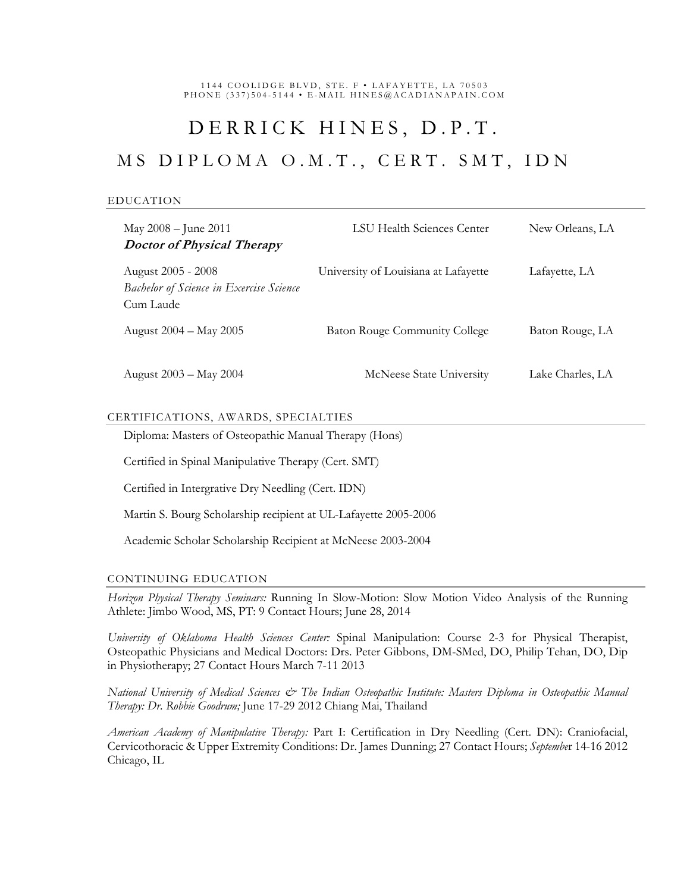1144 COOLIDGE BLVD, STE. F • LAFAYETTE, LA 70503
PHONE (337)504-5144 • E-MAIL HINES@ACADIANAPAIN.COM

# DERRICK HINES, D.P.T.

## MS DIPLOMA O.M.T., CERT. SMT, IDN

### EDUCATION

| | | |
|---|---|---|
| May 2008 – June 2011<br>***Doctor of Physical Therapy*** | LSU Health Sciences Center | New Orleans, LA |
| August 2005 - 2008<br>*Bachelor of Science in Exercise Science*<br>Cum Laude | University of Louisiana at Lafayette | Lafayette, LA |
| August 2004 – May 2005 | Baton Rouge Community College | Baton Rouge, LA |
| August 2003 – May 2004 | McNeese State University | Lake Charles, LA |

### CERTIFICATIONS, AWARDS, SPECIALTIES

Diploma: Masters of Osteopathic Manual Therapy (Hons)

Certified in Spinal Manipulative Therapy (Cert. SMT)

Certified in Intergrative Dry Needling (Cert. IDN)

Martin S. Bourg Scholarship recipient at UL-Lafayette 2005-2006

Academic Scholar Scholarship Recipient at McNeese 2003-2004

### CONTINUING EDUCATION

*Horizon Physical Therapy Seminars:* Running In Slow-Motion: Slow Motion Video Analysis of the Running Athlete: Jimbo Wood, MS, PT: 9 Contact Hours; June 28, 2014

*University of Oklahoma Health Sciences Center:* Spinal Manipulation: Course 2-3 for Physical Therapist, Osteopathic Physicians and Medical Doctors: Drs. Peter Gibbons, DM-SMed, DO, Philip Tehan, DO, Dip in Physiotherapy; 27 Contact Hours March 7-11 2013

*National University of Medical Sciences & The Indian Osteopathic Institute: Masters Diploma in Osteopathic Manual Therapy: Dr. Robbie Goodrum;* June 17-29 2012 Chiang Mai, Thailand

*American Academy of Manipulative Therapy:* Part I: Certification in Dry Needling (Cert. DN): Craniofacial, Cervicothoracic & Upper Extremity Conditions: Dr. James Dunning; 27 Contact Hours; *Septembe*r 14-16 2012 Chicago, IL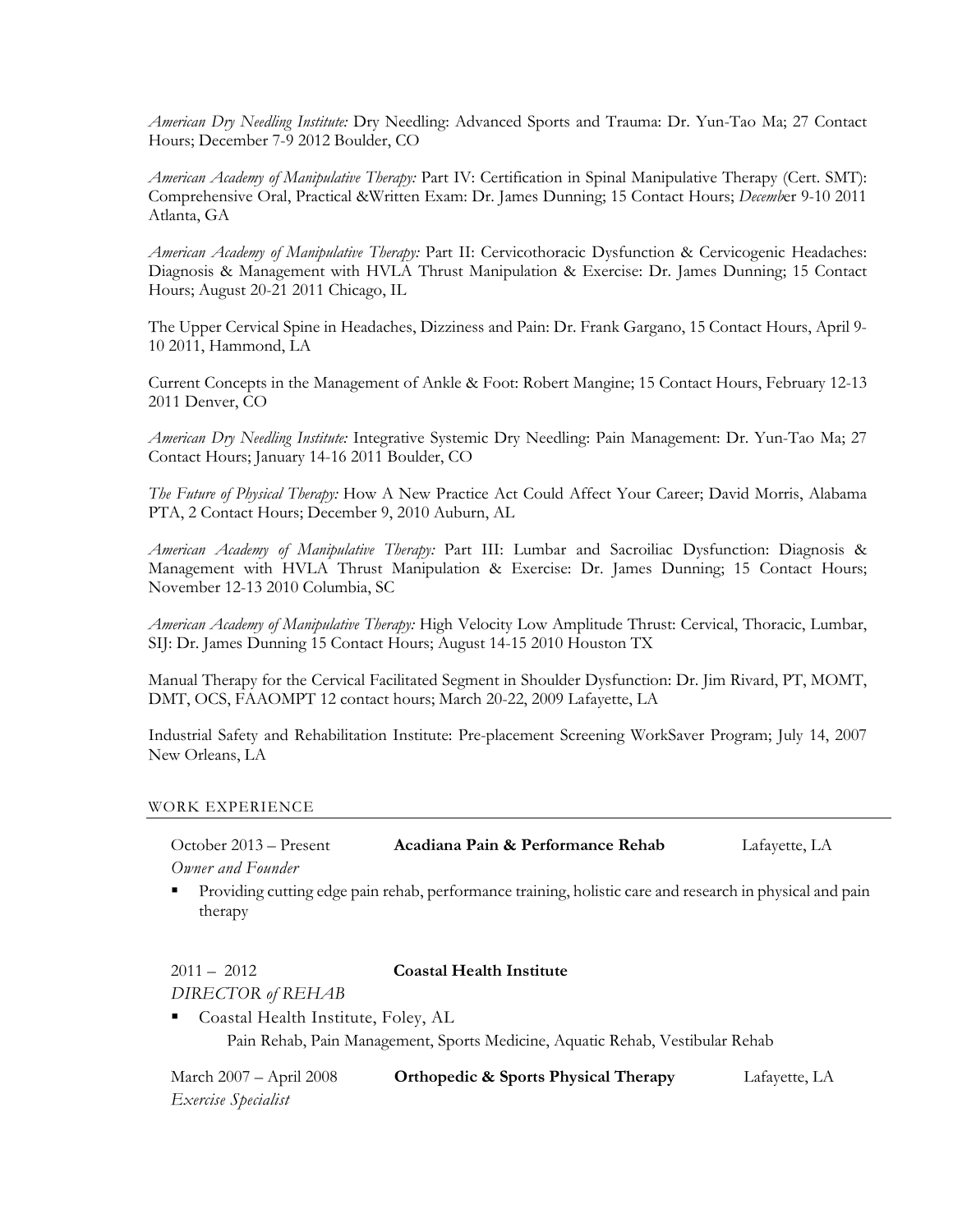*American Dry Needling Institute:* Dry Needling: Advanced Sports and Trauma: Dr. Yun-Tao Ma; 27 Contact Hours; December 7-9 2012 Boulder, CO

*American Academy of Manipulative Therapy:* Part IV: Certification in Spinal Manipulative Therapy (Cert. SMT): Comprehensive Oral, Practical &Written Exam: Dr. James Dunning; 15 Contact Hours; *Decemb*er 9-10 2011 Atlanta, GA

*American Academy of Manipulative Therapy:* Part II: Cervicothoracic Dysfunction & Cervicogenic Headaches: Diagnosis & Management with HVLA Thrust Manipulation & Exercise: Dr. James Dunning; 15 Contact Hours; August 20-21 2011 Chicago, IL

The Upper Cervical Spine in Headaches, Dizziness and Pain: Dr. Frank Gargano, 15 Contact Hours, April 9-10 2011, Hammond, LA

Current Concepts in the Management of Ankle & Foot: Robert Mangine; 15 Contact Hours, February 12-13 2011 Denver, CO

*American Dry Needling Institute:* Integrative Systemic Dry Needling: Pain Management: Dr. Yun-Tao Ma; 27 Contact Hours; January 14-16 2011 Boulder, CO

*The Future of Physical Therapy:* How A New Practice Act Could Affect Your Career; David Morris, Alabama PTA, 2 Contact Hours; December 9, 2010 Auburn, AL

*American Academy of Manipulative Therapy:* Part III: Lumbar and Sacroiliac Dysfunction: Diagnosis & Management with HVLA Thrust Manipulation & Exercise: Dr. James Dunning; 15 Contact Hours; November 12-13 2010 Columbia, SC

*American Academy of Manipulative Therapy:* High Velocity Low Amplitude Thrust: Cervical, Thoracic, Lumbar, SIJ: Dr. James Dunning 15 Contact Hours; August 14-15 2010 Houston TX

Manual Therapy for the Cervical Facilitated Segment in Shoulder Dysfunction: Dr. Jim Rivard, PT, MOMT, DMT, OCS, FAAOMPT 12 contact hours; March 20-22, 2009 Lafayette, LA

Industrial Safety and Rehabilitation Institute: Pre-placement Screening WorkSaver Program; July 14, 2007 New Orleans, LA

## WORK EXPERIENCE

October 2013 – Present **Acadiana Pain & Performance Rehab** Lafayette, LA
*Owner and Founder*

- Providing cutting edge pain rehab, performance training, holistic care and research in physical and pain therapy

2011 – 2012 **Coastal Health Institute**
*DIRECTOR of REHAB*

- Coastal Health Institute, Foley, AL
  Pain Rehab, Pain Management, Sports Medicine, Aquatic Rehab, Vestibular Rehab

March 2007 – April 2008 **Orthopedic & Sports Physical Therapy** Lafayette, LA
*Exercise Specialist*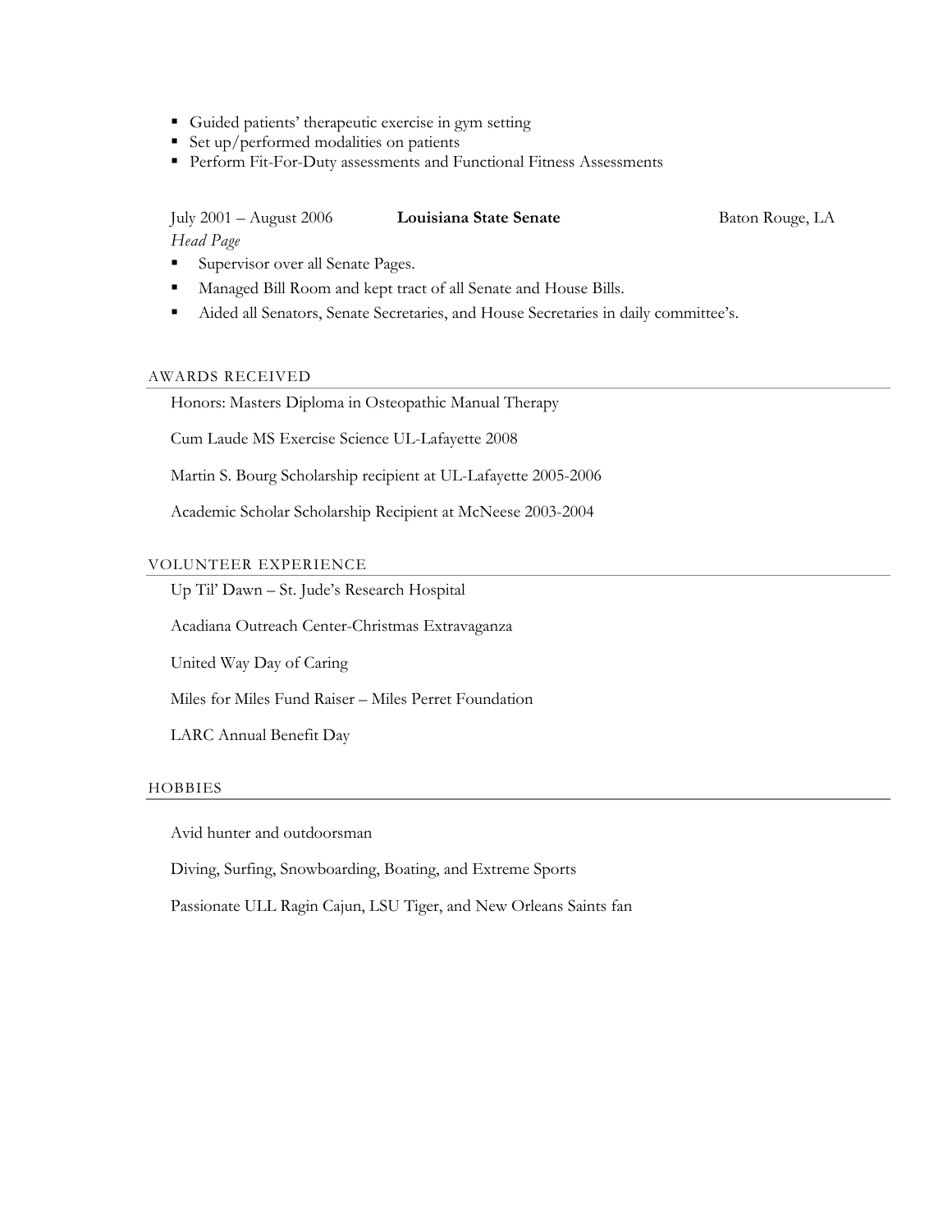- Guided patients' therapeutic exercise in gym setting
- Set up/performed modalities on patients
- Perform Fit-For-Duty assessments and Functional Fitness Assessments

July 2001 – August 2006 **Louisiana State Senate** Baton Rouge, LA

*Head Page*

- Supervisor over all Senate Pages.
- Managed Bill Room and kept tract of all Senate and House Bills.
- Aided all Senators, Senate Secretaries, and House Secretaries in daily committee's.

## AWARDS RECEIVED

Honors: Masters Diploma in Osteopathic Manual Therapy

Cum Laude MS Exercise Science UL-Lafayette 2008

Martin S. Bourg Scholarship recipient at UL-Lafayette 2005-2006

Academic Scholar Scholarship Recipient at McNeese 2003-2004

## VOLUNTEER EXPERIENCE

Up Til' Dawn – St. Jude's Research Hospital

Acadiana Outreach Center-Christmas Extravaganza

United Way Day of Caring

Miles for Miles Fund Raiser – Miles Perret Foundation

LARC Annual Benefit Day

## HOBBIES

Avid hunter and outdoorsman

Diving, Surfing, Snowboarding, Boating, and Extreme Sports

Passionate ULL Ragin Cajun, LSU Tiger, and New Orleans Saints fan